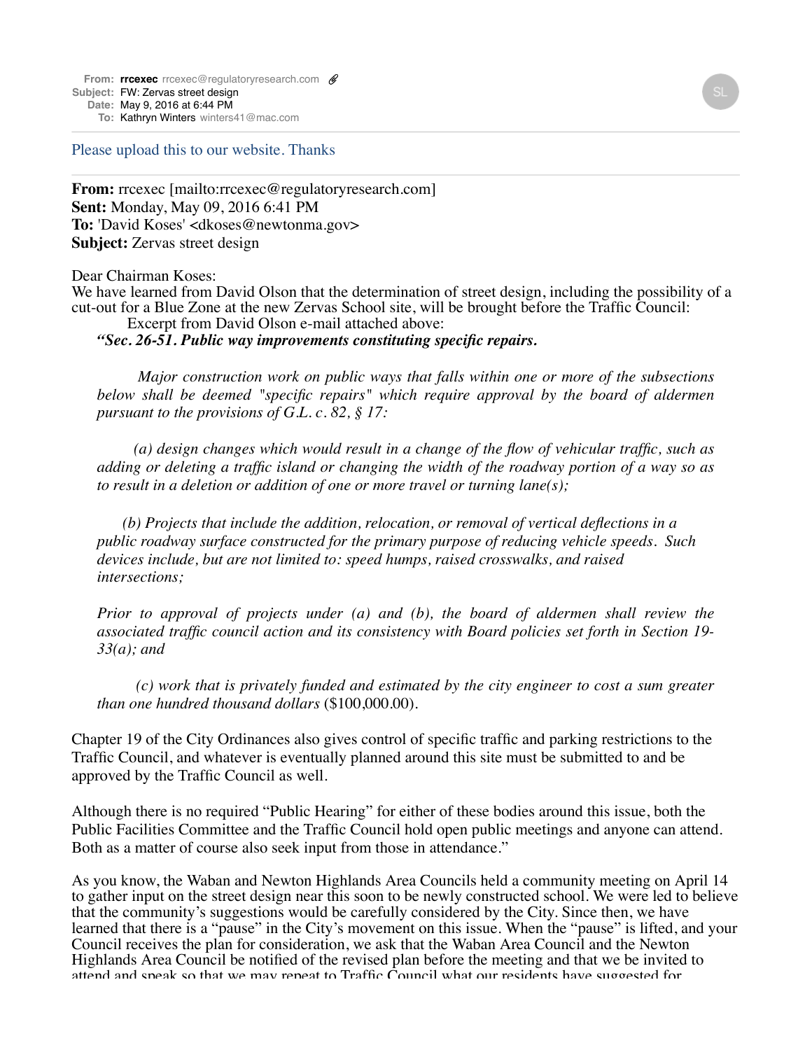**From:** **rrcexec** rrcexec@regulatoryresearch.com
**Subject:** FW: Zervas street design
**Date:** May 9, 2016 at 6:44 PM
**To:** Kathryn Winters winters41@mac.com

Please upload this to our website. Thanks

---

**From:** rrcexec [mailto:rrcexec@regulatoryresearch.com]
**Sent:** Monday, May 09, 2016 6:41 PM
**To:** 'David Koses' <dkoses@newtonma.gov>
**Subject:** Zervas street design

Dear Chairman Koses:
We have learned from David Olson that the determination of street design, including the possibility of a cut-out for a Blue Zone at the new Zervas School site, will be brought before the Traffic Council:

Excerpt from David Olson e-mail attached above:

***"Sec. 26-51. Public way improvements constituting specific repairs.***

*Major construction work on public ways that falls within one or more of the subsections below shall be deemed "specific repairs" which require approval by the board of aldermen pursuant to the provisions of G.L. c. 82, § 17:*

*(a) design changes which would result in a change of the flow of vehicular traffic, such as adding or deleting a traffic island or changing the width of the roadway portion of a way so as to result in a deletion or addition of one or more travel or turning lane(s);*

*(b) Projects that include the addition, relocation, or removal of vertical deflections in a public roadway surface constructed for the primary purpose of reducing vehicle speeds. Such devices include, but are not limited to: speed humps, raised crosswalks, and raised intersections;*

*Prior to approval of projects under (a) and (b), the board of aldermen shall review the associated traffic council action and its consistency with Board policies set forth in Section 19-33(a); and*

*(c) work that is privately funded and estimated by the city engineer to cost a sum greater than one hundred thousand dollars* ($100,000.00).

Chapter 19 of the City Ordinances also gives control of specific traffic and parking restrictions to the Traffic Council, and whatever is eventually planned around this site must be submitted to and be approved by the Traffic Council as well.

Although there is no required "Public Hearing" for either of these bodies around this issue, both the Public Facilities Committee and the Traffic Council hold open public meetings and anyone can attend. Both as a matter of course also seek input from those in attendance."

As you know, the Waban and Newton Highlands Area Councils held a community meeting on April 14 to gather input on the street design near this soon to be newly constructed school. We were led to believe that the community's suggestions would be carefully considered by the City. Since then, we have learned that there is a "pause" in the City's movement on this issue. When the "pause" is lifted, and your Council receives the plan for consideration, we ask that the Waban Area Council and the Newton Highlands Area Council be notified of the revised plan before the meeting and that we be invited to attend and speak so that we may repeat to Traffic Council what our residents have suggested for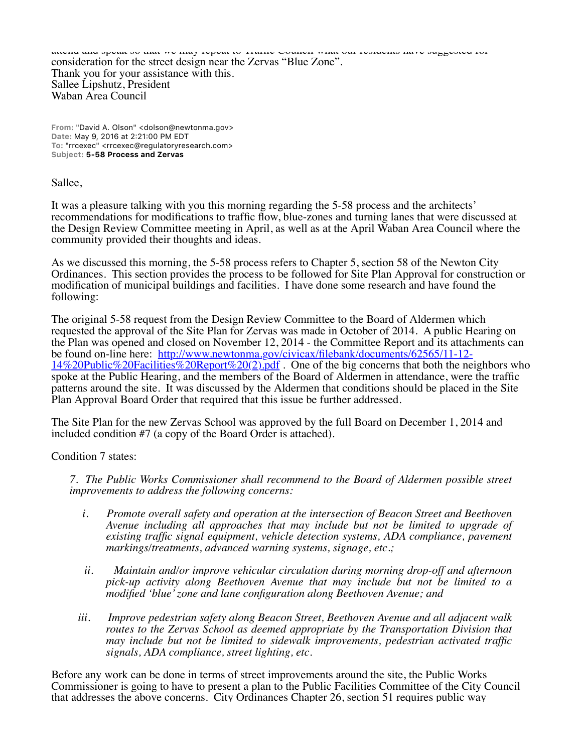attend and speak so that we may repeat to Traffic Council what our residents have suggested for consideration for the street design near the Zervas "Blue Zone".
Thank you for your assistance with this.
Sallee Lipshutz, President
Waban Area Council

**From:** "David A. Olson" <dolson@newtonma.gov>
**Date:** May 9, 2016 at 2:21:00 PM EDT
**To:** "rrcexec" <rrcexec@regulatoryresearch.com>
**Subject: 5-58 Process and Zervas**

Sallee,

It was a pleasure talking with you this morning regarding the 5-58 process and the architects' recommendations for modifications to traffic flow, blue-zones and turning lanes that were discussed at the Design Review Committee meeting in April, as well as at the April Waban Area Council where the community provided their thoughts and ideas.

As we discussed this morning, the 5-58 process refers to Chapter 5, section 58 of the Newton City Ordinances. This section provides the process to be followed for Site Plan Approval for construction or modification of municipal buildings and facilities. I have done some research and have found the following:

The original 5-58 request from the Design Review Committee to the Board of Aldermen which requested the approval of the Site Plan for Zervas was made in October of 2014. A public Hearing on the Plan was opened and closed on November 12, 2014 - the Committee Report and its attachments can be found on-line here: http://www.newtonma.gov/civicax/filebank/documents/62565/11-12-14%20Public%20Facilities%20Report%20(2).pdf . One of the big concerns that both the neighbors who spoke at the Public Hearing, and the members of the Board of Aldermen in attendance, were the traffic patterns around the site. It was discussed by the Aldermen that conditions should be placed in the Site Plan Approval Board Order that required that this issue be further addressed.

The Site Plan for the new Zervas School was approved by the full Board on December 1, 2014 and included condition #7 (a copy of the Board Order is attached).

Condition 7 states:

*7. The Public Works Commissioner shall recommend to the Board of Aldermen possible street improvements to address the following concerns:*

*i. Promote overall safety and operation at the intersection of Beacon Street and Beethoven Avenue including all approaches that may include but not be limited to upgrade of existing traffic signal equipment, vehicle detection systems, ADA compliance, pavement markings/treatments, advanced warning systems, signage, etc.;*

*ii. Maintain and/or improve vehicular circulation during morning drop-off and afternoon pick-up activity along Beethoven Avenue that may include but not be limited to a modified 'blue' zone and lane configuration along Beethoven Avenue; and*

*iii. Improve pedestrian safety along Beacon Street, Beethoven Avenue and all adjacent walk routes to the Zervas School as deemed appropriate by the Transportation Division that may include but not be limited to sidewalk improvements, pedestrian activated traffic signals, ADA compliance, street lighting, etc.*

Before any work can be done in terms of street improvements around the site, the Public Works Commissioner is going to have to present a plan to the Public Facilities Committee of the City Council that addresses the above concerns. City Ordinances Chapter 26, section 51 requires public way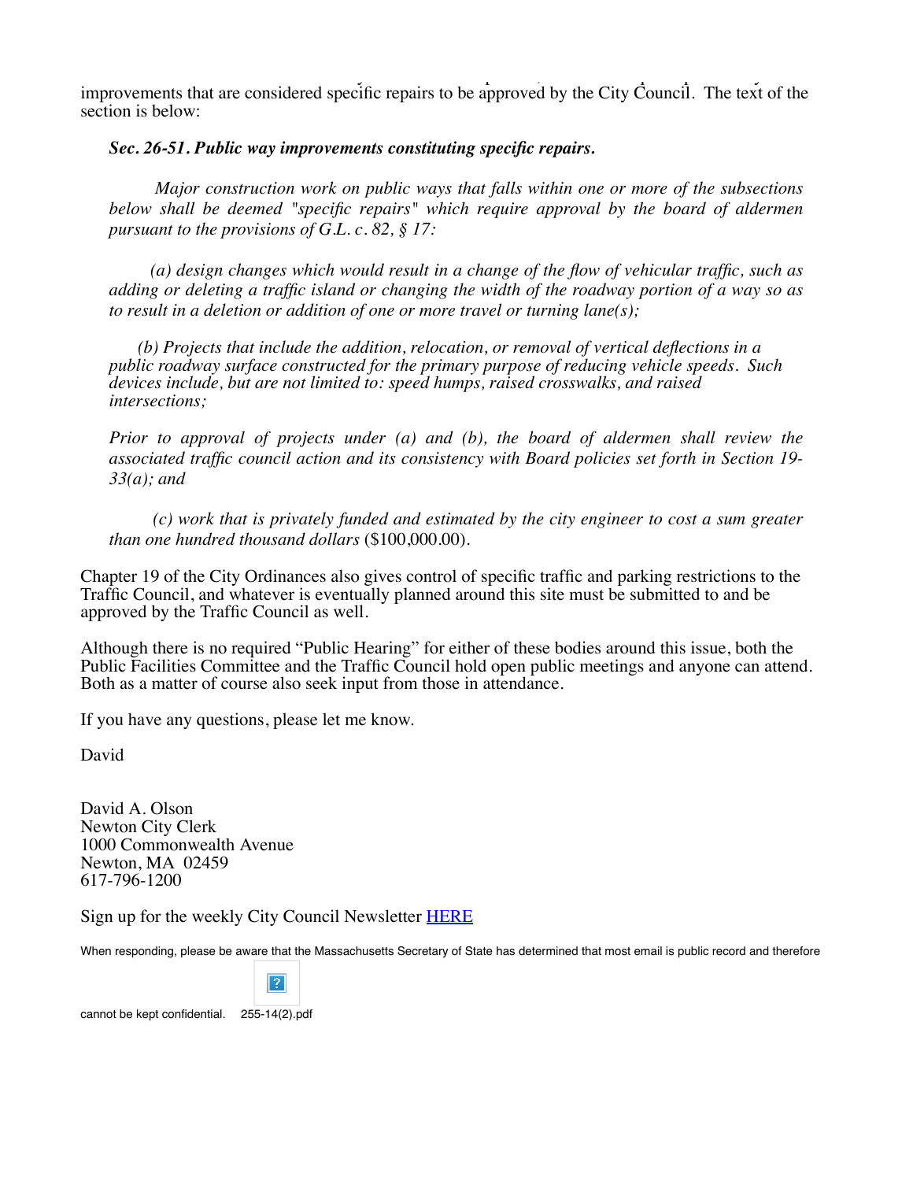improvements that are considered specific repairs to be approved by the City Council. The text of the section is below:

***Sec. 26-51. Public way improvements constituting specific repairs.***

*Major construction work on public ways that falls within one or more of the subsections below shall be deemed "specific repairs" which require approval by the board of aldermen pursuant to the provisions of G.L. c. 82, § 17:*

*(a) design changes which would result in a change of the flow of vehicular traffic, such as adding or deleting a traffic island or changing the width of the roadway portion of a way so as to result in a deletion or addition of one or more travel or turning lane(s);*

*(b) Projects that include the addition, relocation, or removal of vertical deflections in a public roadway surface constructed for the primary purpose of reducing vehicle speeds. Such devices include, but are not limited to: speed humps, raised crosswalks, and raised intersections;*

*Prior to approval of projects under (a) and (b), the board of aldermen shall review the associated traffic council action and its consistency with Board policies set forth in Section 19-33(a); and*

*(c) work that is privately funded and estimated by the city engineer to cost a sum greater than one hundred thousand dollars* ($100,000.00).

Chapter 19 of the City Ordinances also gives control of specific traffic and parking restrictions to the Traffic Council, and whatever is eventually planned around this site must be submitted to and be approved by the Traffic Council as well.

Although there is no required "Public Hearing" for either of these bodies around this issue, both the Public Facilities Committee and the Traffic Council hold open public meetings and anyone can attend. Both as a matter of course also seek input from those in attendance.

If you have any questions, please let me know.

David

David A. Olson
Newton City Clerk
1000 Commonwealth Avenue
Newton, MA 02459
617-796-1200

Sign up for the weekly City Council Newsletter [HERE]

When responding, please be aware that the Massachusetts Secretary of State has determined that most email is public record and therefore cannot be kept confidential.

255-14(2).pdf